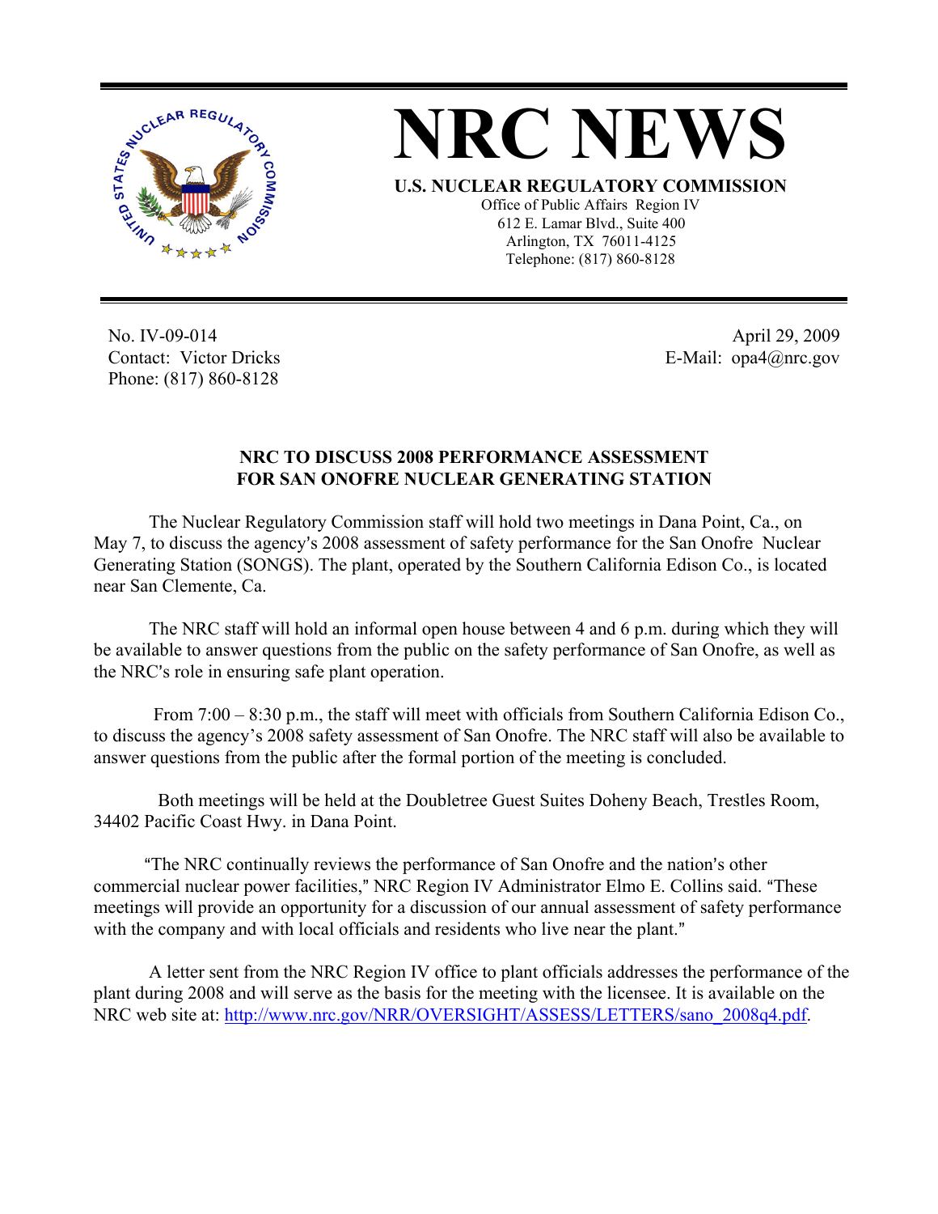# NRC NEWS

**U.S. NUCLEAR REGULATORY COMMISSION**

Office of Public Affairs Region IV
612 E. Lamar Blvd., Suite 400
Arlington, TX 76011-4125
Telephone: (817) 860-8128

No. IV-09-014
Contact: Victor Dricks
Phone: (817) 860-8128

April 29, 2009
E-Mail: opa4@nrc.gov

## NRC TO DISCUSS 2008 PERFORMANCE ASSESSMENT FOR SAN ONOFRE NUCLEAR GENERATING STATION

The Nuclear Regulatory Commission staff will hold two meetings in Dana Point, Ca., on May 7, to discuss the agency's 2008 assessment of safety performance for the San Onofre Nuclear Generating Station (SONGS). The plant, operated by the Southern California Edison Co., is located near San Clemente, Ca.

The NRC staff will hold an informal open house between 4 and 6 p.m. during which they will be available to answer questions from the public on the safety performance of San Onofre, as well as the NRC's role in ensuring safe plant operation.

From 7:00 – 8:30 p.m., the staff will meet with officials from Southern California Edison Co., to discuss the agency's 2008 safety assessment of San Onofre. The NRC staff will also be available to answer questions from the public after the formal portion of the meeting is concluded.

Both meetings will be held at the Doubletree Guest Suites Doheny Beach, Trestles Room, 34402 Pacific Coast Hwy. in Dana Point.

"The NRC continually reviews the performance of San Onofre and the nation's other commercial nuclear power facilities," NRC Region IV Administrator Elmo E. Collins said. "These meetings will provide an opportunity for a discussion of our annual assessment of safety performance with the company and with local officials and residents who live near the plant."

A letter sent from the NRC Region IV office to plant officials addresses the performance of the plant during 2008 and will serve as the basis for the meeting with the licensee. It is available on the NRC web site at: http://www.nrc.gov/NRR/OVERSIGHT/ASSESS/LETTERS/sano_2008q4.pdf.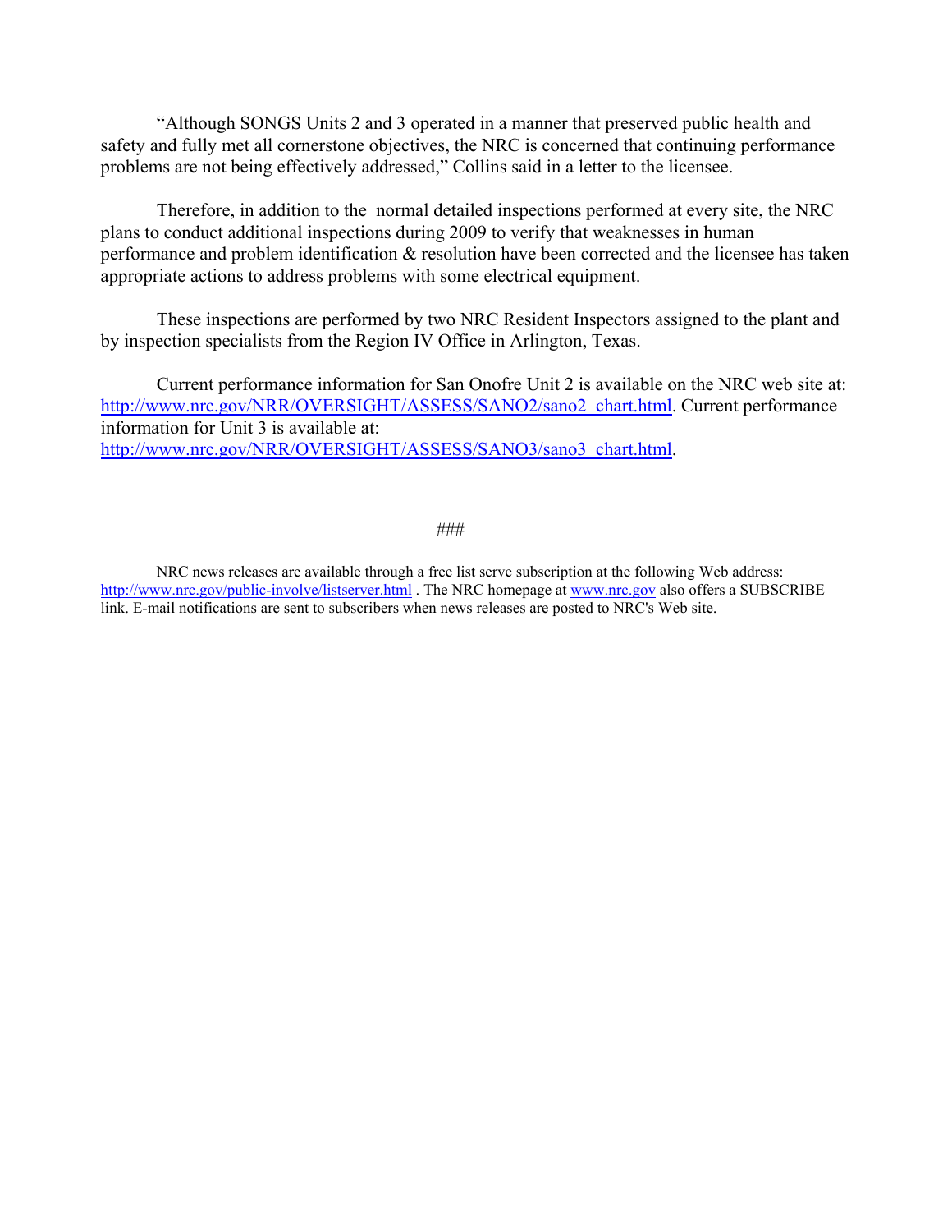"Although SONGS Units 2 and 3 operated in a manner that preserved public health and safety and fully met all cornerstone objectives, the NRC is concerned that continuing performance problems are not being effectively addressed," Collins said in a letter to the licensee.

Therefore, in addition to the normal detailed inspections performed at every site, the NRC plans to conduct additional inspections during 2009 to verify that weaknesses in human performance and problem identification & resolution have been corrected and the licensee has taken appropriate actions to address problems with some electrical equipment.

These inspections are performed by two NRC Resident Inspectors assigned to the plant and by inspection specialists from the Region IV Office in Arlington, Texas.

Current performance information for San Onofre Unit 2 is available on the NRC web site at: http://www.nrc.gov/NRR/OVERSIGHT/ASSESS/SANO2/sano2_chart.html. Current performance information for Unit 3 is available at: http://www.nrc.gov/NRR/OVERSIGHT/ASSESS/SANO3/sano3_chart.html.

###

NRC news releases are available through a free list serve subscription at the following Web address: http://www.nrc.gov/public-involve/listserver.html . The NRC homepage at www.nrc.gov also offers a SUBSCRIBE link. E-mail notifications are sent to subscribers when news releases are posted to NRC's Web site.